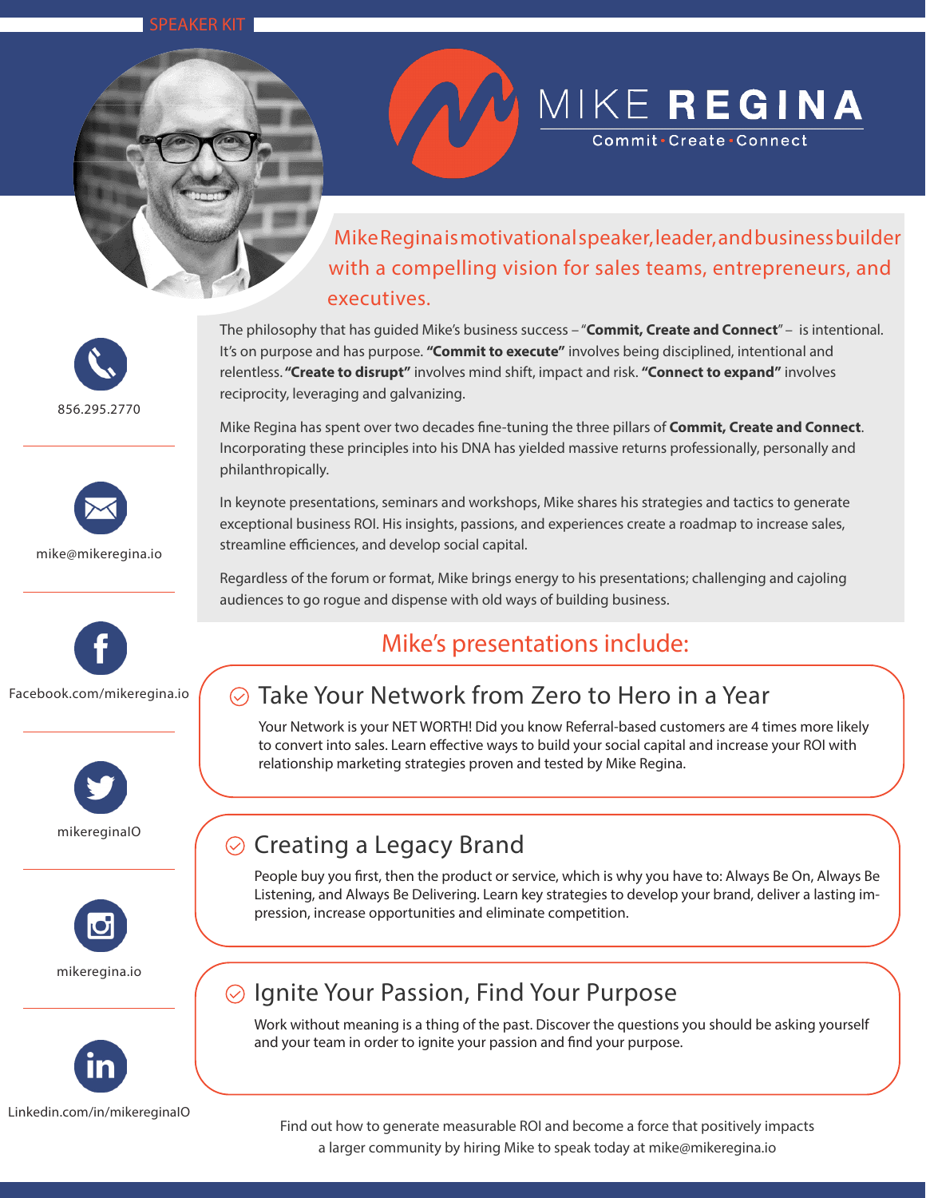SPEAKER KIT

# MIKE REGINA

Commit · Create · Connect

856.295.2770

mike@mikeregina.io

Facebook.com/mikeregina.io

mikereginaIO

mikeregina.io

Linkedin.com/in/mikereginaIO

## Mike Regina is motivational speaker, leader, and business builder with a compelling vision for sales teams, entrepreneurs, and executives.

The philosophy that has guided Mike's business success – "**Commit, Create and Connect**" – is intentional. It's on purpose and has purpose. **"Commit to execute"** involves being disciplined, intentional and relentless. **"Create to disrupt"** involves mind shift, impact and risk. **"Connect to expand"** involves reciprocity, leveraging and galvanizing.

Mike Regina has spent over two decades fine-tuning the three pillars of **Commit, Create and Connect**. Incorporating these principles into his DNA has yielded massive returns professionally, personally and philanthropically.

In keynote presentations, seminars and workshops, Mike shares his strategies and tactics to generate exceptional business ROI. His insights, passions, and experiences create a roadmap to increase sales, streamline efficiences, and develop social capital.

Regardless of the forum or format, Mike brings energy to his presentations; challenging and cajoling audiences to go rogue and dispense with old ways of building business.

## Mike's presentations include:

### Take Your Network from Zero to Hero in a Year

Your Network is your NET WORTH! Did you know Referral-based customers are 4 times more likely to convert into sales. Learn effective ways to build your social capital and increase your ROI with relationship marketing strategies proven and tested by Mike Regina.

### Creating a Legacy Brand

People buy you first, then the product or service, which is why you have to: Always Be On, Always Be Listening, and Always Be Delivering. Learn key strategies to develop your brand, deliver a lasting impression, increase opportunities and eliminate competition.

### Ignite Your Passion, Find Your Purpose

Work without meaning is a thing of the past. Discover the questions you should be asking yourself and your team in order to ignite your passion and find your purpose.

Find out how to generate measurable ROI and become a force that positively impacts a larger community by hiring Mike to speak today at mike@mikeregina.io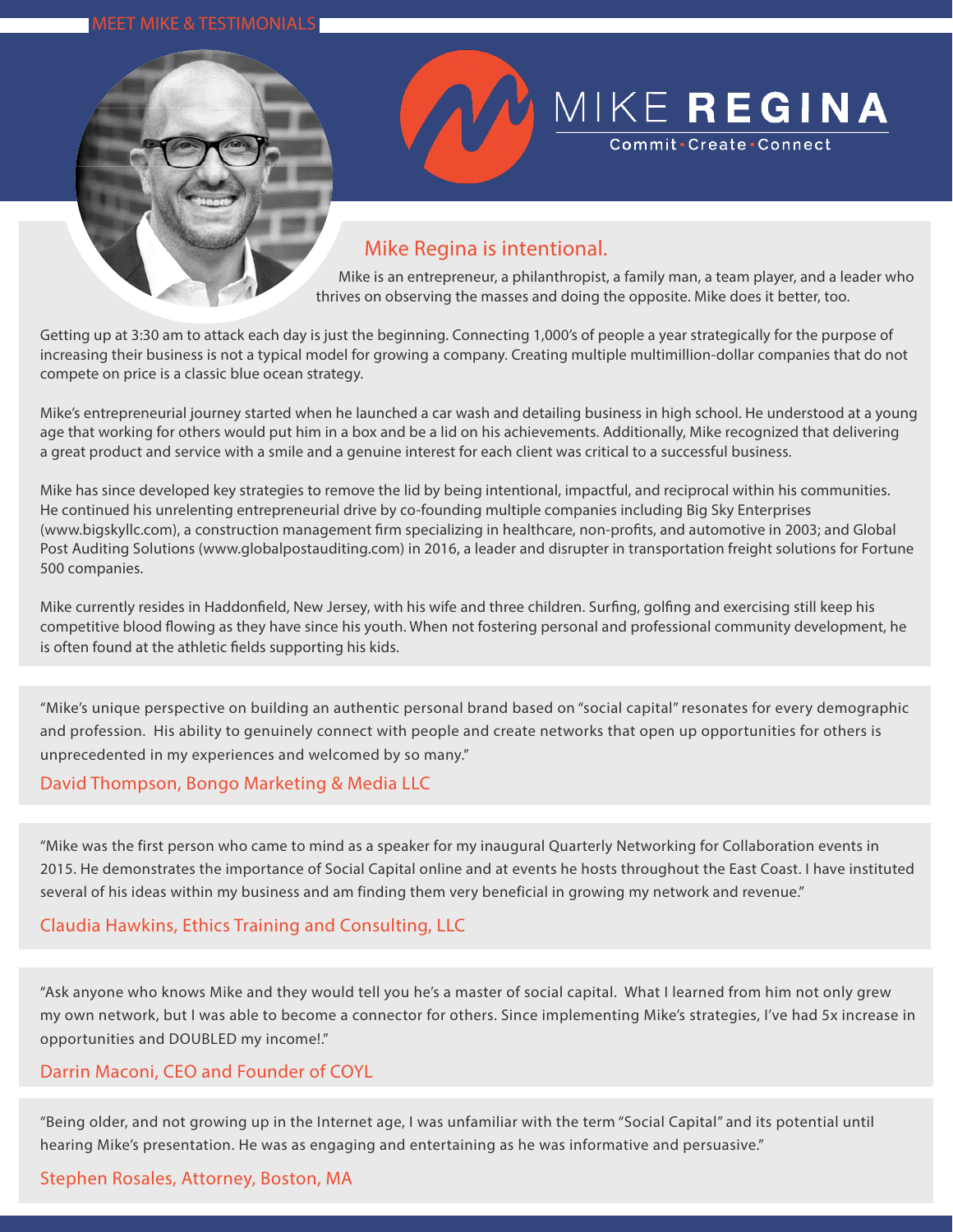MEET MIKE & TESTIMONIALS

# MIKE REGINA

Commit • Create • Connect

## Mike Regina is intentional.

Mike is an entrepreneur, a philanthropist, a family man, a team player, and a leader who thrives on observing the masses and doing the opposite. Mike does it better, too.

Getting up at 3:30 am to attack each day is just the beginning. Connecting 1,000's of people a year strategically for the purpose of increasing their business is not a typical model for growing a company. Creating multiple multimillion-dollar companies that do not compete on price is a classic blue ocean strategy.

Mike's entrepreneurial journey started when he launched a car wash and detailing business in high school. He understood at a young age that working for others would put him in a box and be a lid on his achievements. Additionally, Mike recognized that delivering a great product and service with a smile and a genuine interest for each client was critical to a successful business.

Mike has since developed key strategies to remove the lid by being intentional, impactful, and reciprocal within his communities. He continued his unrelenting entrepreneurial drive by co-founding multiple companies including Big Sky Enterprises (www.bigskyllc.com), a construction management firm specializing in healthcare, non-profits, and automotive in 2003; and Global Post Auditing Solutions (www.globalpostauditing.com) in 2016, a leader and disrupter in transportation freight solutions for Fortune 500 companies.

Mike currently resides in Haddonfield, New Jersey, with his wife and three children. Surfing, golfing and exercising still keep his competitive blood flowing as they have since his youth. When not fostering personal and professional community development, he is often found at the athletic fields supporting his kids.

"Mike's unique perspective on building an authentic personal brand based on "social capital" resonates for every demographic and profession. His ability to genuinely connect with people and create networks that open up opportunities for others is unprecedented in my experiences and welcomed by so many."

David Thompson, Bongo Marketing & Media LLC

"Mike was the first person who came to mind as a speaker for my inaugural Quarterly Networking for Collaboration events in 2015. He demonstrates the importance of Social Capital online and at events he hosts throughout the East Coast. I have instituted several of his ideas within my business and am finding them very beneficial in growing my network and revenue."

Claudia Hawkins, Ethics Training and Consulting, LLC

"Ask anyone who knows Mike and they would tell you he's a master of social capital. What I learned from him not only grew my own network, but I was able to become a connector for others. Since implementing Mike's strategies, I've had 5x increase in opportunities and DOUBLED my income!."

Darrin Maconi, CEO and Founder of COYL

"Being older, and not growing up in the Internet age, I was unfamiliar with the term "Social Capital" and its potential until hearing Mike's presentation. He was as engaging and entertaining as he was informative and persuasive."

Stephen Rosales, Attorney, Boston, MA